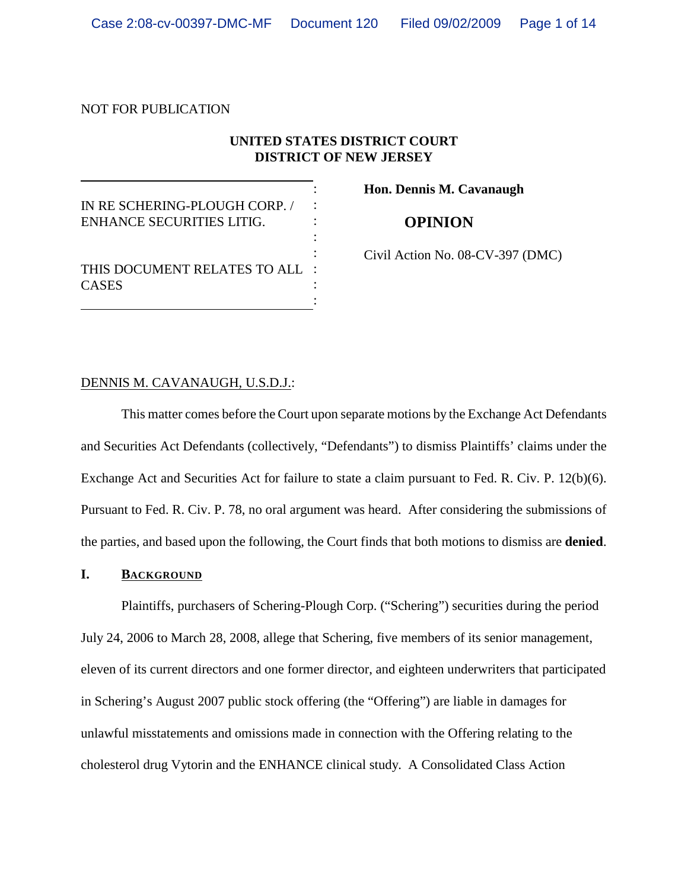NOT FOR PUBLICATION

**UNITED STATES DISTRICT COURT**
**DISTRICT OF NEW JERSEY**

| | |
|---|---|
| IN RE SCHERING-PLOUGH CORP. / ENHANCE SECURITIES LITIG. | **Hon. Dennis M. Cavanaugh** |
| | **OPINION** |
| THIS DOCUMENT RELATES TO ALL CASES | Civil Action No. 08-CV-397 (DMC) |

DENNIS M. CAVANAUGH, U.S.D.J.:

This matter comes before the Court upon separate motions by the Exchange Act Defendants and Securities Act Defendants (collectively, "Defendants") to dismiss Plaintiffs' claims under the Exchange Act and Securities Act for failure to state a claim pursuant to Fed. R. Civ. P. 12(b)(6). Pursuant to Fed. R. Civ. P. 78, no oral argument was heard. After considering the submissions of the parties, and based upon the following, the Court finds that both motions to dismiss are **denied**.

## I. BACKGROUND

Plaintiffs, purchasers of Schering-Plough Corp. ("Schering") securities during the period July 24, 2006 to March 28, 2008, allege that Schering, five members of its senior management, eleven of its current directors and one former director, and eighteen underwriters that participated in Schering's August 2007 public stock offering (the "Offering") are liable in damages for unlawful misstatements and omissions made in connection with the Offering relating to the cholesterol drug Vytorin and the ENHANCE clinical study. A Consolidated Class Action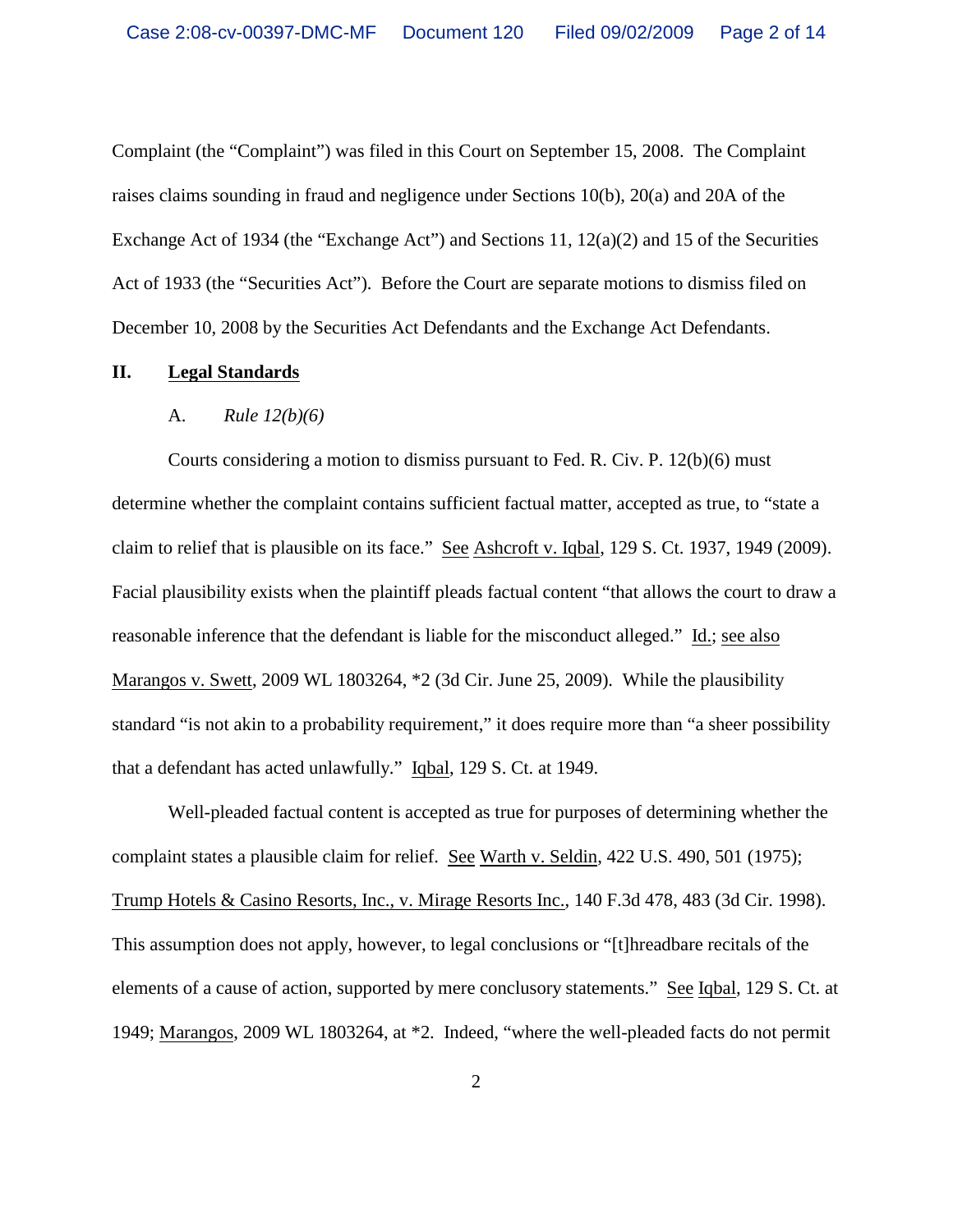Complaint (the "Complaint") was filed in this Court on September 15, 2008. The Complaint raises claims sounding in fraud and negligence under Sections 10(b), 20(a) and 20A of the Exchange Act of 1934 (the "Exchange Act") and Sections 11, 12(a)(2) and 15 of the Securities Act of 1933 (the "Securities Act"). Before the Court are separate motions to dismiss filed on December 10, 2008 by the Securities Act Defendants and the Exchange Act Defendants.

## II. Legal Standards

### A. *Rule 12(b)(6)*

Courts considering a motion to dismiss pursuant to Fed. R. Civ. P. 12(b)(6) must determine whether the complaint contains sufficient factual matter, accepted as true, to "state a claim to relief that is plausible on its face." See Ashcroft v. Iqbal, 129 S. Ct. 1937, 1949 (2009). Facial plausibility exists when the plaintiff pleads factual content "that allows the court to draw a reasonable inference that the defendant is liable for the misconduct alleged." Id.; see also Marangos v. Swett, 2009 WL 1803264, *2 (3d Cir. June 25, 2009). While the plausibility standard "is not akin to a probability requirement," it does require more than "a sheer possibility that a defendant has acted unlawfully." Iqbal, 129 S. Ct. at 1949.

Well-pleaded factual content is accepted as true for purposes of determining whether the complaint states a plausible claim for relief. See Warth v. Seldin, 422 U.S. 490, 501 (1975); Trump Hotels & Casino Resorts, Inc., v. Mirage Resorts Inc., 140 F.3d 478, 483 (3d Cir. 1998). This assumption does not apply, however, to legal conclusions or "[t]hreadbare recitals of the elements of a cause of action, supported by mere conclusory statements." See Iqbal, 129 S. Ct. at 1949; Marangos, 2009 WL 1803264, at *2. Indeed, "where the well-pleaded facts do not permit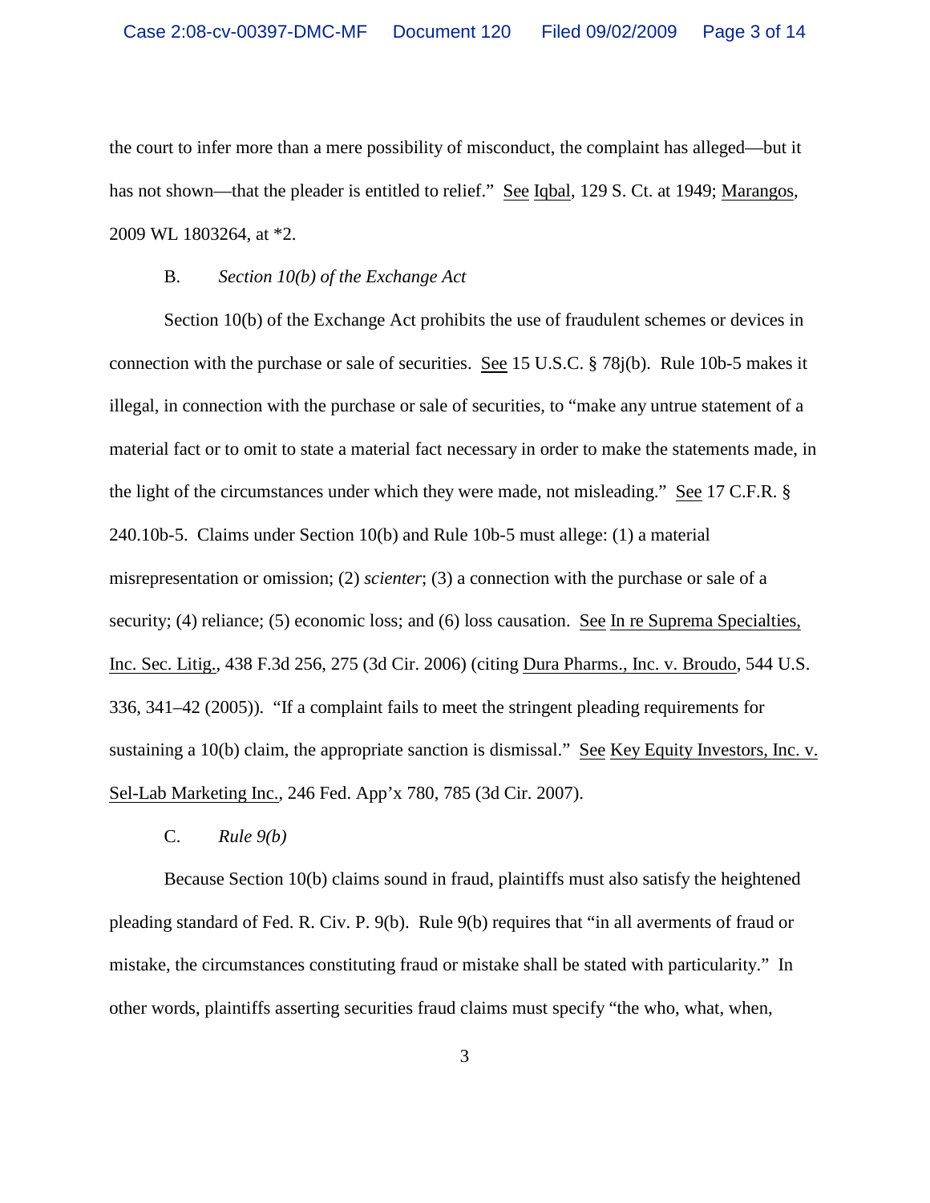the court to infer more than a mere possibility of misconduct, the complaint has alleged—but it has not shown—that the pleader is entitled to relief." See Iqbal, 129 S. Ct. at 1949; Marangos, 2009 WL 1803264, at *2.

### B. *Section 10(b) of the Exchange Act*

Section 10(b) of the Exchange Act prohibits the use of fraudulent schemes or devices in connection with the purchase or sale of securities. See 15 U.S.C. § 78j(b). Rule 10b-5 makes it illegal, in connection with the purchase or sale of securities, to "make any untrue statement of a material fact or to omit to state a material fact necessary in order to make the statements made, in the light of the circumstances under which they were made, not misleading." See 17 C.F.R. § 240.10b-5. Claims under Section 10(b) and Rule 10b-5 must allege: (1) a material misrepresentation or omission; (2) *scienter*; (3) a connection with the purchase or sale of a security; (4) reliance; (5) economic loss; and (6) loss causation. See In re Suprema Specialties, Inc. Sec. Litig., 438 F.3d 256, 275 (3d Cir. 2006) (citing Dura Pharms., Inc. v. Broudo, 544 U.S. 336, 341–42 (2005)). "If a complaint fails to meet the stringent pleading requirements for sustaining a 10(b) claim, the appropriate sanction is dismissal." See Key Equity Investors, Inc. v. Sel-Lab Marketing Inc., 246 Fed. App'x 780, 785 (3d Cir. 2007).

### C. *Rule 9(b)*

Because Section 10(b) claims sound in fraud, plaintiffs must also satisfy the heightened pleading standard of Fed. R. Civ. P. 9(b). Rule 9(b) requires that "in all averments of fraud or mistake, the circumstances constituting fraud or mistake shall be stated with particularity." In other words, plaintiffs asserting securities fraud claims must specify "the who, what, when,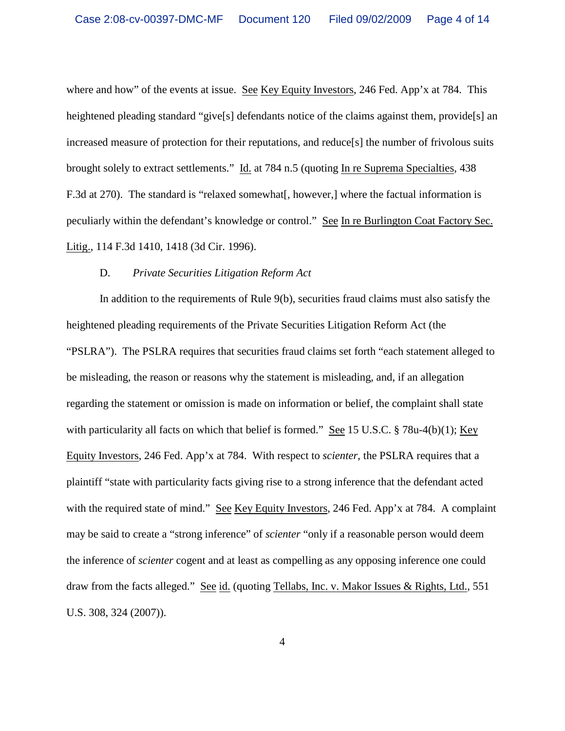where and how" of the events at issue. See Key Equity Investors, 246 Fed. App'x at 784. This heightened pleading standard "give[s] defendants notice of the claims against them, provide[s] an increased measure of protection for their reputations, and reduce[s] the number of frivolous suits brought solely to extract settlements." Id. at 784 n.5 (quoting In re Suprema Specialties, 438 F.3d at 270). The standard is "relaxed somewhat[, however,] where the factual information is peculiarly within the defendant's knowledge or control." See In re Burlington Coat Factory Sec. Litig., 114 F.3d 1410, 1418 (3d Cir. 1996).

D. *Private Securities Litigation Reform Act*

In addition to the requirements of Rule 9(b), securities fraud claims must also satisfy the heightened pleading requirements of the Private Securities Litigation Reform Act (the "PSLRA"). The PSLRA requires that securities fraud claims set forth "each statement alleged to be misleading, the reason or reasons why the statement is misleading, and, if an allegation regarding the statement or omission is made on information or belief, the complaint shall state with particularity all facts on which that belief is formed." See 15 U.S.C. § 78u-4(b)(1); Key Equity Investors, 246 Fed. App'x at 784. With respect to *scienter*, the PSLRA requires that a plaintiff "state with particularity facts giving rise to a strong inference that the defendant acted with the required state of mind." See Key Equity Investors, 246 Fed. App'x at 784. A complaint may be said to create a "strong inference" of *scienter* "only if a reasonable person would deem the inference of *scienter* cogent and at least as compelling as any opposing inference one could draw from the facts alleged." See id. (quoting Tellabs, Inc. v. Makor Issues & Rights, Ltd., 551 U.S. 308, 324 (2007)).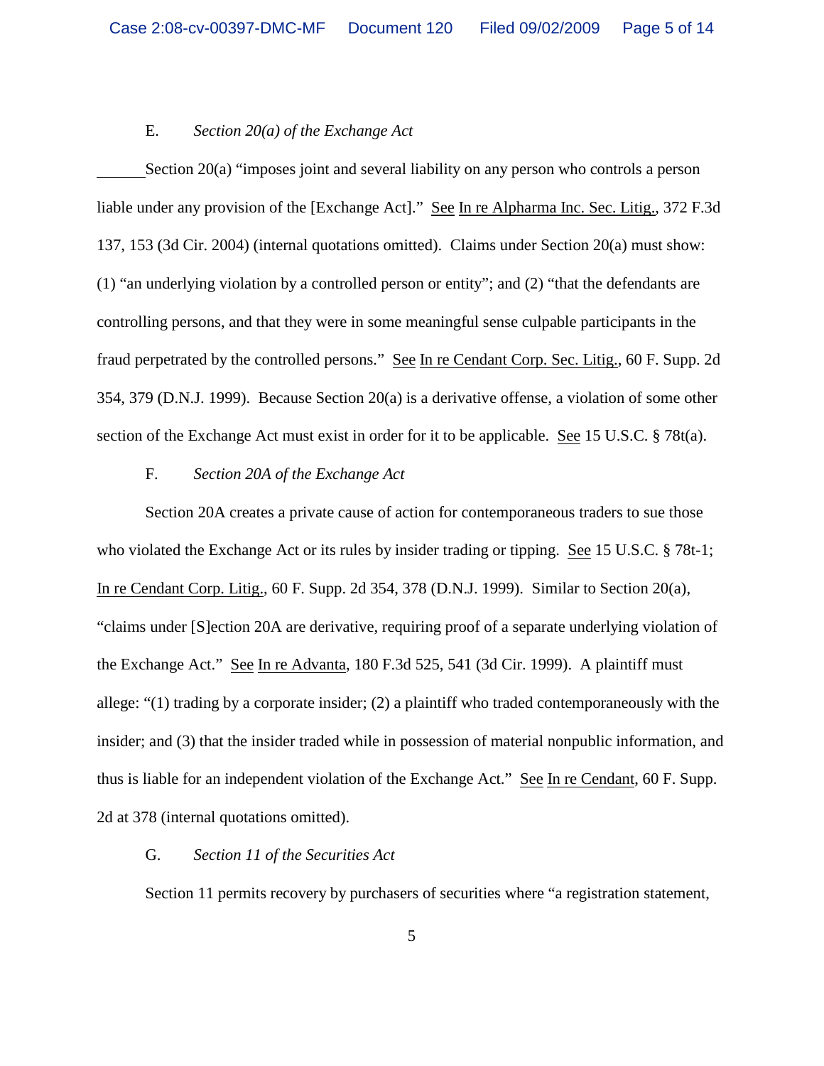E. *Section 20(a) of the Exchange Act*

Section 20(a) "imposes joint and several liability on any person who controls a person liable under any provision of the [Exchange Act]." See In re Alpharma Inc. Sec. Litig., 372 F.3d 137, 153 (3d Cir. 2004) (internal quotations omitted). Claims under Section 20(a) must show: (1) "an underlying violation by a controlled person or entity"; and (2) "that the defendants are controlling persons, and that they were in some meaningful sense culpable participants in the fraud perpetrated by the controlled persons." See In re Cendant Corp. Sec. Litig., 60 F. Supp. 2d 354, 379 (D.N.J. 1999). Because Section 20(a) is a derivative offense, a violation of some other section of the Exchange Act must exist in order for it to be applicable. See 15 U.S.C. § 78t(a).

F. *Section 20A of the Exchange Act*

Section 20A creates a private cause of action for contemporaneous traders to sue those who violated the Exchange Act or its rules by insider trading or tipping. See 15 U.S.C. § 78t-1; In re Cendant Corp. Litig., 60 F. Supp. 2d 354, 378 (D.N.J. 1999). Similar to Section 20(a), "claims under [S]ection 20A are derivative, requiring proof of a separate underlying violation of the Exchange Act." See In re Advanta, 180 F.3d 525, 541 (3d Cir. 1999). A plaintiff must allege: "(1) trading by a corporate insider; (2) a plaintiff who traded contemporaneously with the insider; and (3) that the insider traded while in possession of material nonpublic information, and thus is liable for an independent violation of the Exchange Act." See In re Cendant, 60 F. Supp. 2d at 378 (internal quotations omitted).

G. *Section 11 of the Securities Act*

Section 11 permits recovery by purchasers of securities where "a registration statement,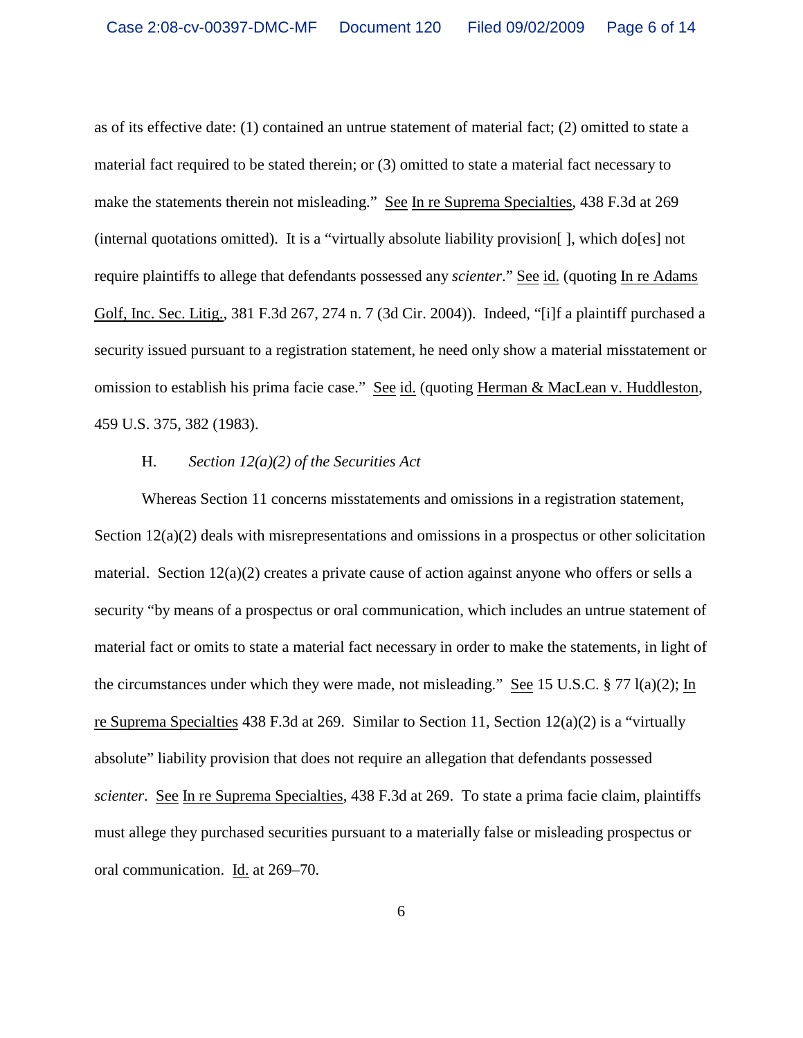as of its effective date: (1) contained an untrue statement of material fact; (2) omitted to state a material fact required to be stated therein; or (3) omitted to state a material fact necessary to make the statements therein not misleading." See In re Suprema Specialties, 438 F.3d at 269 (internal quotations omitted). It is a "virtually absolute liability provision[ ], which do[es] not require plaintiffs to allege that defendants possessed any *scienter*." See id. (quoting In re Adams Golf, Inc. Sec. Litig., 381 F.3d 267, 274 n. 7 (3d Cir. 2004)). Indeed, "[i]f a plaintiff purchased a security issued pursuant to a registration statement, he need only show a material misstatement or omission to establish his prima facie case." See id. (quoting Herman & MacLean v. Huddleston, 459 U.S. 375, 382 (1983).

H. *Section 12(a)(2) of the Securities Act*

Whereas Section 11 concerns misstatements and omissions in a registration statement, Section 12(a)(2) deals with misrepresentations and omissions in a prospectus or other solicitation material. Section 12(a)(2) creates a private cause of action against anyone who offers or sells a security "by means of a prospectus or oral communication, which includes an untrue statement of material fact or omits to state a material fact necessary in order to make the statements, in light of the circumstances under which they were made, not misleading." See 15 U.S.C. § 77 l(a)(2); In re Suprema Specialties 438 F.3d at 269. Similar to Section 11, Section 12(a)(2) is a "virtually absolute" liability provision that does not require an allegation that defendants possessed *scienter*. See In re Suprema Specialties, 438 F.3d at 269. To state a prima facie claim, plaintiffs must allege they purchased securities pursuant to a materially false or misleading prospectus or oral communication. Id. at 269–70.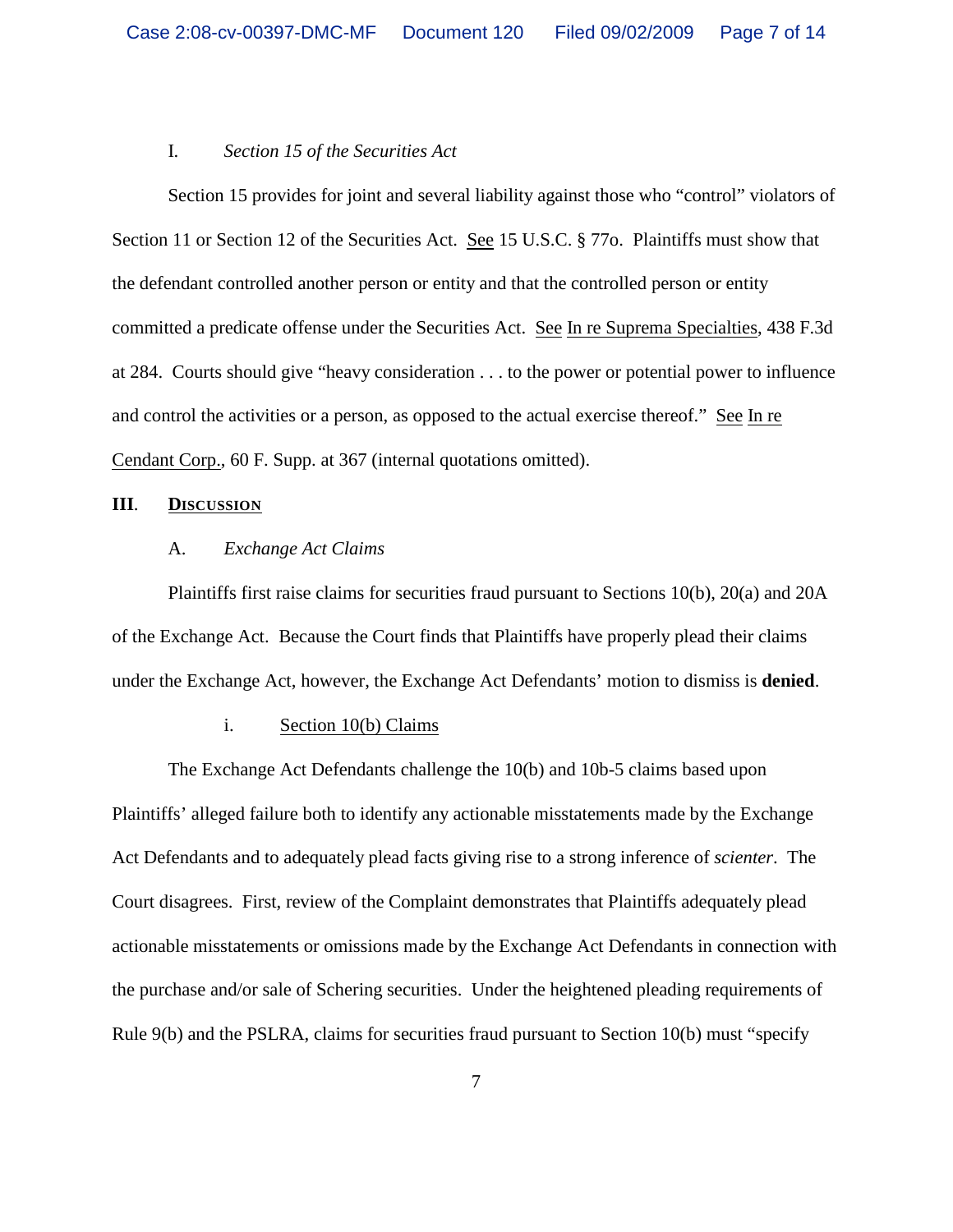I. *Section 15 of the Securities Act*

Section 15 provides for joint and several liability against those who "control" violators of Section 11 or Section 12 of the Securities Act. See 15 U.S.C. § 77o. Plaintiffs must show that the defendant controlled another person or entity and that the controlled person or entity committed a predicate offense under the Securities Act. See In re Suprema Specialties, 438 F.3d at 284. Courts should give "heavy consideration . . . to the power or potential power to influence and control the activities or a person, as opposed to the actual exercise thereof." See In re Cendant Corp., 60 F. Supp. at 367 (internal quotations omitted).

## III. DISCUSSION

### A. *Exchange Act Claims*

Plaintiffs first raise claims for securities fraud pursuant to Sections 10(b), 20(a) and 20A of the Exchange Act. Because the Court finds that Plaintiffs have properly plead their claims under the Exchange Act, however, the Exchange Act Defendants' motion to dismiss is **denied**.

i. Section 10(b) Claims

The Exchange Act Defendants challenge the 10(b) and 10b-5 claims based upon Plaintiffs' alleged failure both to identify any actionable misstatements made by the Exchange Act Defendants and to adequately plead facts giving rise to a strong inference of *scienter*. The Court disagrees. First, review of the Complaint demonstrates that Plaintiffs adequately plead actionable misstatements or omissions made by the Exchange Act Defendants in connection with the purchase and/or sale of Schering securities. Under the heightened pleading requirements of Rule 9(b) and the PSLRA, claims for securities fraud pursuant to Section 10(b) must "specify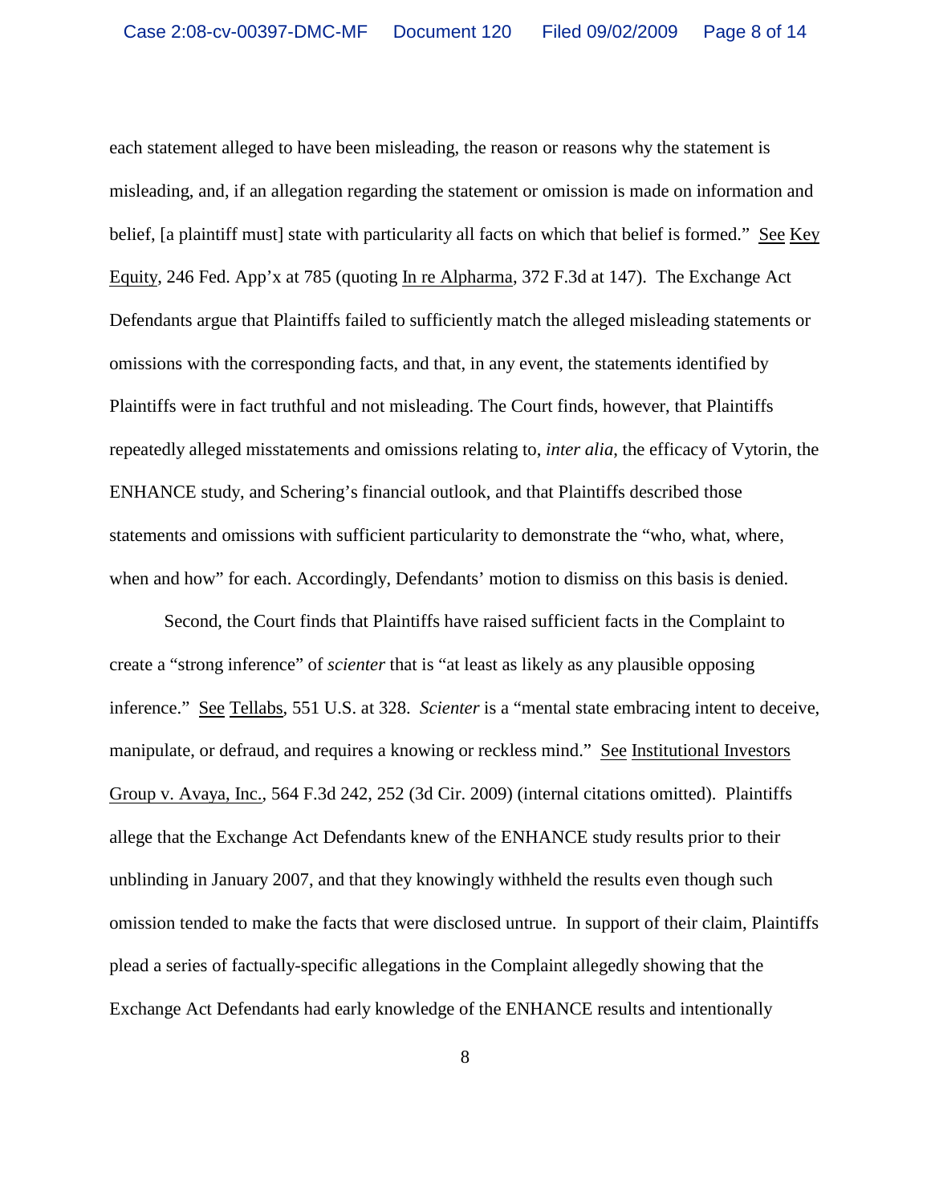each statement alleged to have been misleading, the reason or reasons why the statement is misleading, and, if an allegation regarding the statement or omission is made on information and belief, [a plaintiff must] state with particularity all facts on which that belief is formed." See Key Equity, 246 Fed. App'x at 785 (quoting In re Alpharma, 372 F.3d at 147). The Exchange Act Defendants argue that Plaintiffs failed to sufficiently match the alleged misleading statements or omissions with the corresponding facts, and that, in any event, the statements identified by Plaintiffs were in fact truthful and not misleading. The Court finds, however, that Plaintiffs repeatedly alleged misstatements and omissions relating to, *inter alia*, the efficacy of Vytorin, the ENHANCE study, and Schering's financial outlook, and that Plaintiffs described those statements and omissions with sufficient particularity to demonstrate the "who, what, where, when and how" for each. Accordingly, Defendants' motion to dismiss on this basis is denied.

Second, the Court finds that Plaintiffs have raised sufficient facts in the Complaint to create a "strong inference" of *scienter* that is "at least as likely as any plausible opposing inference." See Tellabs, 551 U.S. at 328. *Scienter* is a "mental state embracing intent to deceive, manipulate, or defraud, and requires a knowing or reckless mind." See Institutional Investors Group v. Avaya, Inc., 564 F.3d 242, 252 (3d Cir. 2009) (internal citations omitted). Plaintiffs allege that the Exchange Act Defendants knew of the ENHANCE study results prior to their unblinding in January 2007, and that they knowingly withheld the results even though such omission tended to make the facts that were disclosed untrue. In support of their claim, Plaintiffs plead a series of factually-specific allegations in the Complaint allegedly showing that the Exchange Act Defendants had early knowledge of the ENHANCE results and intentionally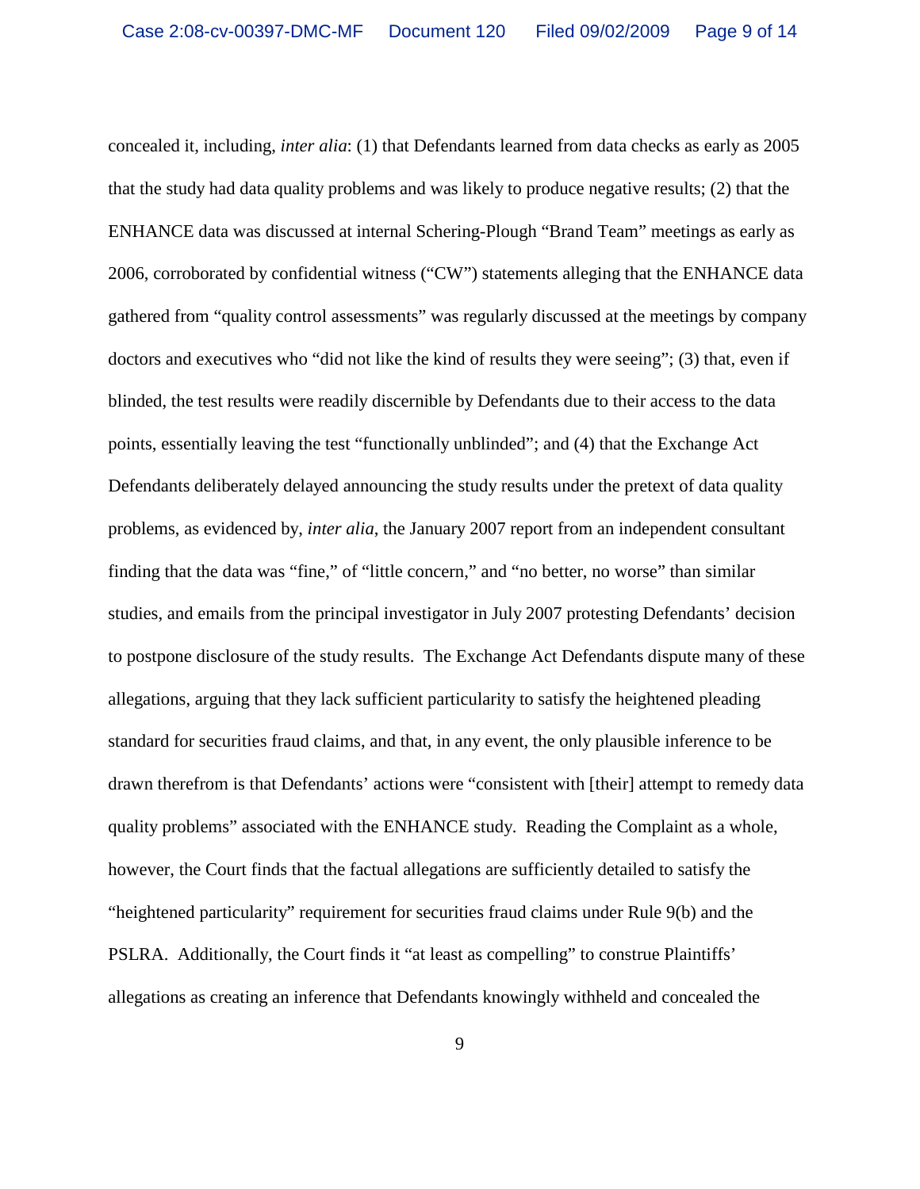concealed it, including, *inter alia*: (1) that Defendants learned from data checks as early as 2005 that the study had data quality problems and was likely to produce negative results; (2) that the ENHANCE data was discussed at internal Schering-Plough "Brand Team" meetings as early as 2006, corroborated by confidential witness ("CW") statements alleging that the ENHANCE data gathered from "quality control assessments" was regularly discussed at the meetings by company doctors and executives who "did not like the kind of results they were seeing"; (3) that, even if blinded, the test results were readily discernible by Defendants due to their access to the data points, essentially leaving the test "functionally unblinded"; and (4) that the Exchange Act Defendants deliberately delayed announcing the study results under the pretext of data quality problems, as evidenced by, *inter alia*, the January 2007 report from an independent consultant finding that the data was "fine," of "little concern," and "no better, no worse" than similar studies, and emails from the principal investigator in July 2007 protesting Defendants' decision to postpone disclosure of the study results. The Exchange Act Defendants dispute many of these allegations, arguing that they lack sufficient particularity to satisfy the heightened pleading standard for securities fraud claims, and that, in any event, the only plausible inference to be drawn therefrom is that Defendants' actions were "consistent with [their] attempt to remedy data quality problems" associated with the ENHANCE study. Reading the Complaint as a whole, however, the Court finds that the factual allegations are sufficiently detailed to satisfy the "heightened particularity" requirement for securities fraud claims under Rule 9(b) and the PSLRA. Additionally, the Court finds it "at least as compelling" to construe Plaintiffs' allegations as creating an inference that Defendants knowingly withheld and concealed the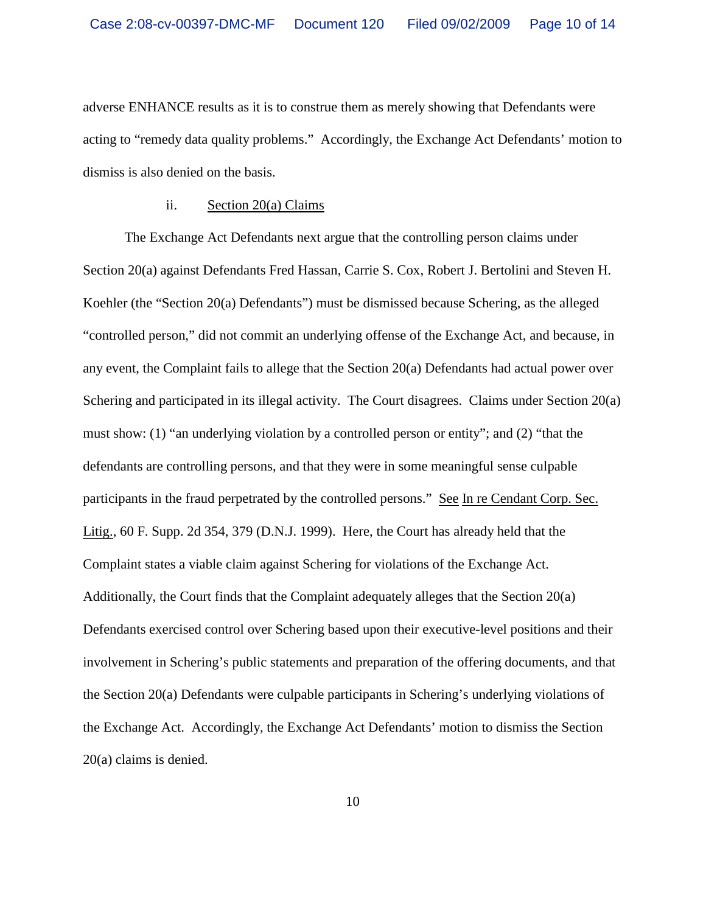adverse ENHANCE results as it is to construe them as merely showing that Defendants were acting to "remedy data quality problems." Accordingly, the Exchange Act Defendants' motion to dismiss is also denied on the basis.

ii. Section 20(a) Claims

The Exchange Act Defendants next argue that the controlling person claims under Section 20(a) against Defendants Fred Hassan, Carrie S. Cox, Robert J. Bertolini and Steven H. Koehler (the "Section 20(a) Defendants") must be dismissed because Schering, as the alleged "controlled person," did not commit an underlying offense of the Exchange Act, and because, in any event, the Complaint fails to allege that the Section 20(a) Defendants had actual power over Schering and participated in its illegal activity. The Court disagrees. Claims under Section 20(a) must show: (1) "an underlying violation by a controlled person or entity"; and (2) "that the defendants are controlling persons, and that they were in some meaningful sense culpable participants in the fraud perpetrated by the controlled persons." See In re Cendant Corp. Sec. Litig., 60 F. Supp. 2d 354, 379 (D.N.J. 1999). Here, the Court has already held that the Complaint states a viable claim against Schering for violations of the Exchange Act. Additionally, the Court finds that the Complaint adequately alleges that the Section 20(a) Defendants exercised control over Schering based upon their executive-level positions and their involvement in Schering's public statements and preparation of the offering documents, and that the Section 20(a) Defendants were culpable participants in Schering's underlying violations of the Exchange Act. Accordingly, the Exchange Act Defendants' motion to dismiss the Section 20(a) claims is denied.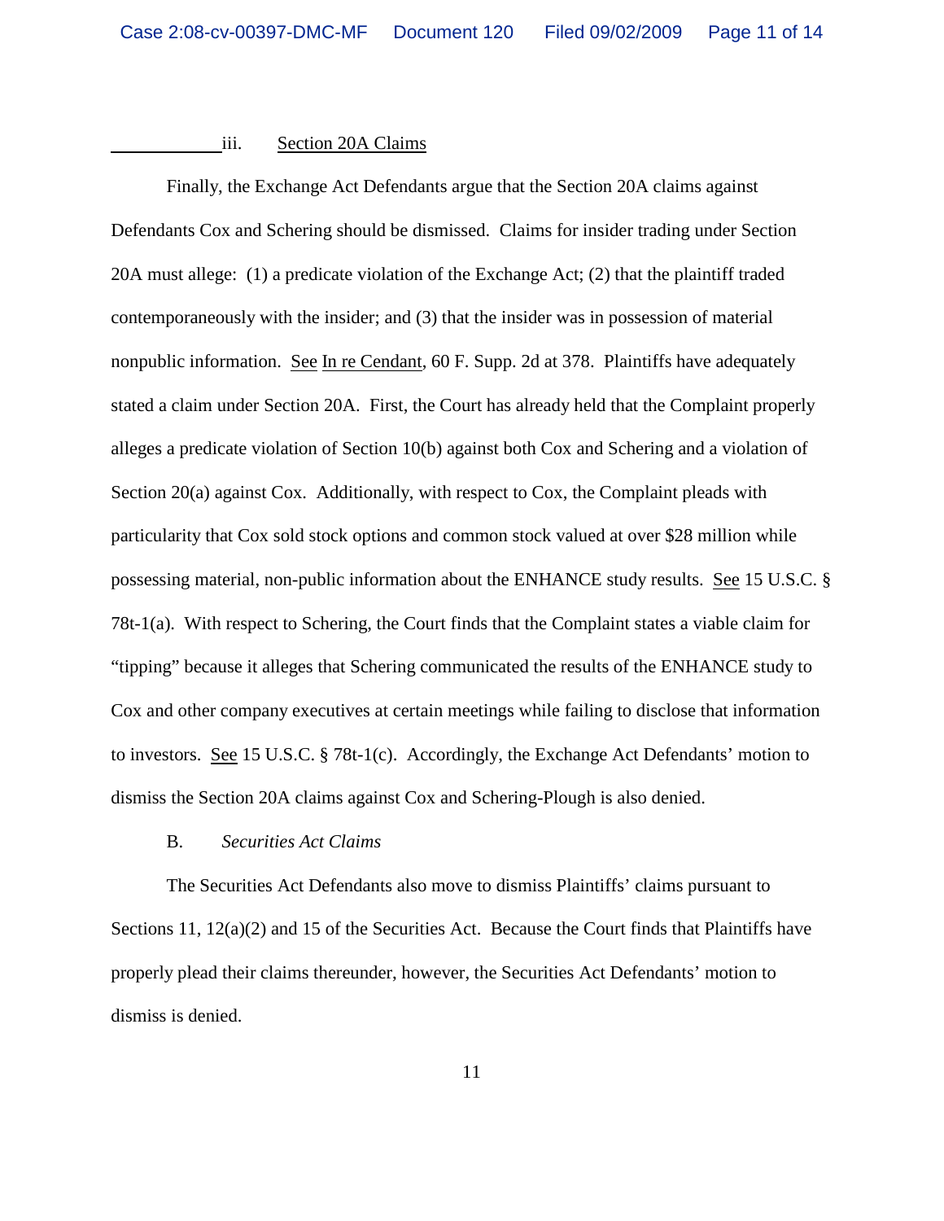iii. Section 20A Claims

Finally, the Exchange Act Defendants argue that the Section 20A claims against Defendants Cox and Schering should be dismissed. Claims for insider trading under Section 20A must allege: (1) a predicate violation of the Exchange Act; (2) that the plaintiff traded contemporaneously with the insider; and (3) that the insider was in possession of material nonpublic information. See In re Cendant, 60 F. Supp. 2d at 378. Plaintiffs have adequately stated a claim under Section 20A. First, the Court has already held that the Complaint properly alleges a predicate violation of Section 10(b) against both Cox and Schering and a violation of Section 20(a) against Cox. Additionally, with respect to Cox, the Complaint pleads with particularity that Cox sold stock options and common stock valued at over $28 million while possessing material, non-public information about the ENHANCE study results. See 15 U.S.C. § 78t-1(a). With respect to Schering, the Court finds that the Complaint states a viable claim for "tipping" because it alleges that Schering communicated the results of the ENHANCE study to Cox and other company executives at certain meetings while failing to disclose that information to investors. See 15 U.S.C. § 78t-1(c). Accordingly, the Exchange Act Defendants' motion to dismiss the Section 20A claims against Cox and Schering-Plough is also denied.

B. *Securities Act Claims*

The Securities Act Defendants also move to dismiss Plaintiffs' claims pursuant to Sections 11, 12(a)(2) and 15 of the Securities Act. Because the Court finds that Plaintiffs have properly plead their claims thereunder, however, the Securities Act Defendants' motion to dismiss is denied.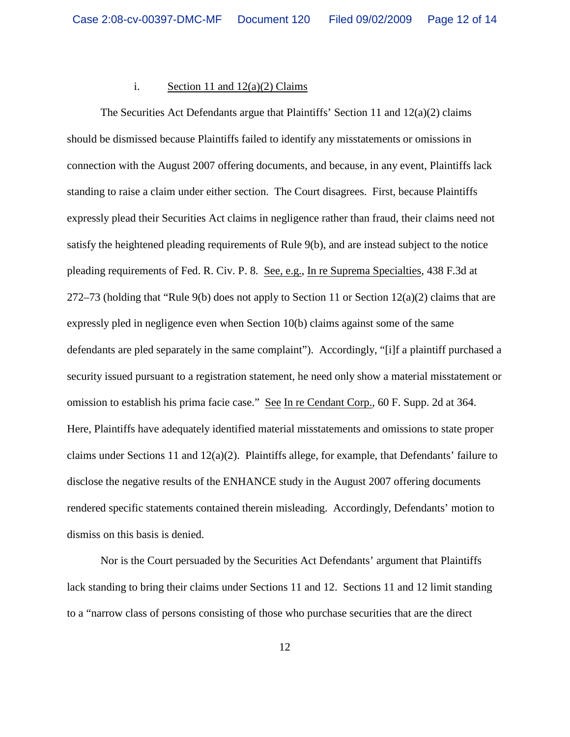i. Section 11 and 12(a)(2) Claims

The Securities Act Defendants argue that Plaintiffs' Section 11 and 12(a)(2) claims should be dismissed because Plaintiffs failed to identify any misstatements or omissions in connection with the August 2007 offering documents, and because, in any event, Plaintiffs lack standing to raise a claim under either section. The Court disagrees. First, because Plaintiffs expressly plead their Securities Act claims in negligence rather than fraud, their claims need not satisfy the heightened pleading requirements of Rule 9(b), and are instead subject to the notice pleading requirements of Fed. R. Civ. P. 8. See, e.g., In re Suprema Specialties, 438 F.3d at 272–73 (holding that "Rule 9(b) does not apply to Section 11 or Section 12(a)(2) claims that are expressly pled in negligence even when Section 10(b) claims against some of the same defendants are pled separately in the same complaint"). Accordingly, "[i]f a plaintiff purchased a security issued pursuant to a registration statement, he need only show a material misstatement or omission to establish his prima facie case." See In re Cendant Corp., 60 F. Supp. 2d at 364. Here, Plaintiffs have adequately identified material misstatements and omissions to state proper claims under Sections 11 and 12(a)(2). Plaintiffs allege, for example, that Defendants' failure to disclose the negative results of the ENHANCE study in the August 2007 offering documents rendered specific statements contained therein misleading. Accordingly, Defendants' motion to dismiss on this basis is denied.

Nor is the Court persuaded by the Securities Act Defendants' argument that Plaintiffs lack standing to bring their claims under Sections 11 and 12. Sections 11 and 12 limit standing to a "narrow class of persons consisting of those who purchase securities that are the direct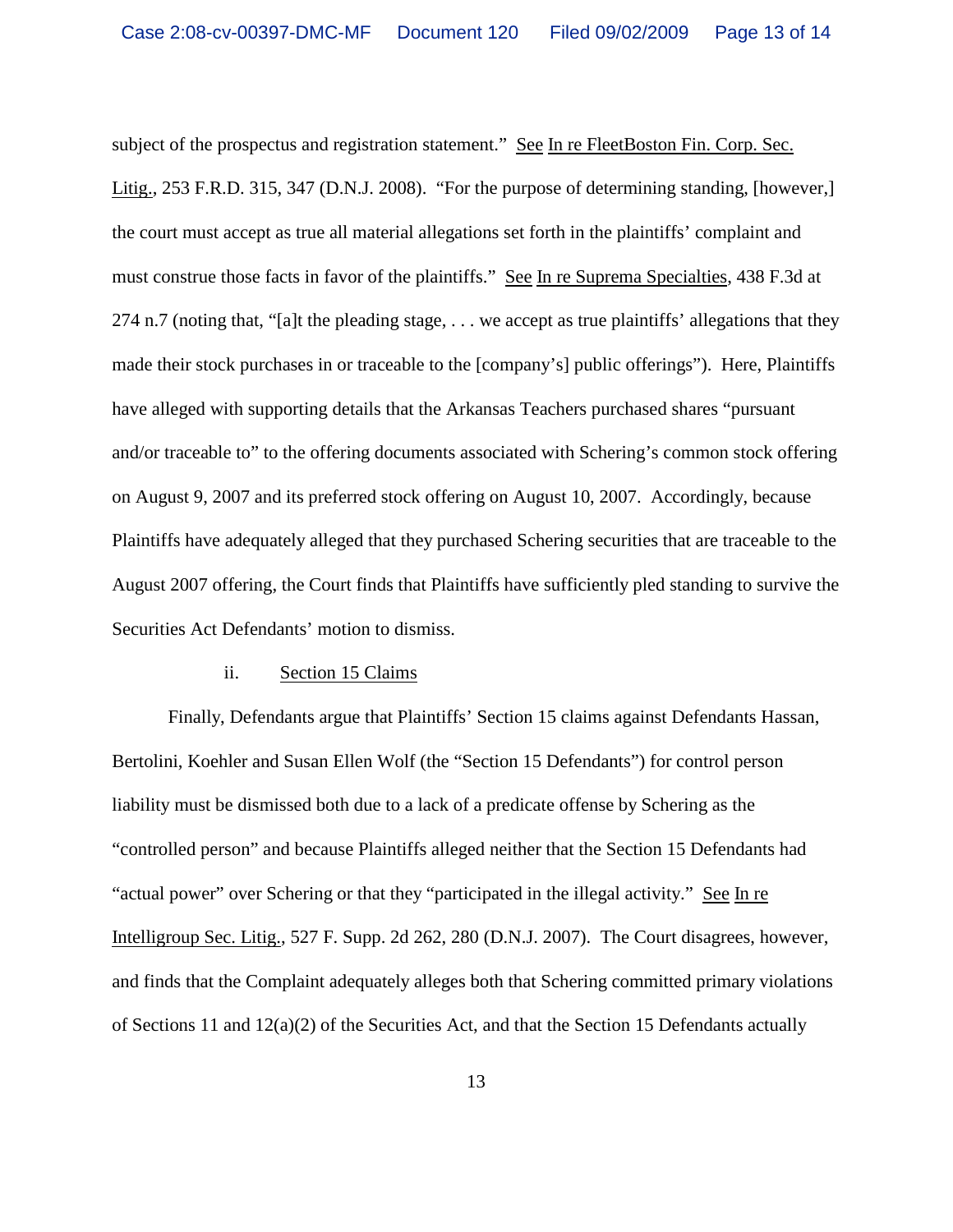subject of the prospectus and registration statement." See In re FleetBoston Fin. Corp. Sec. Litig., 253 F.R.D. 315, 347 (D.N.J. 2008). "For the purpose of determining standing, [however,] the court must accept as true all material allegations set forth in the plaintiffs' complaint and must construe those facts in favor of the plaintiffs." See In re Suprema Specialties, 438 F.3d at 274 n.7 (noting that, "[a]t the pleading stage, . . . we accept as true plaintiffs' allegations that they made their stock purchases in or traceable to the [company's] public offerings"). Here, Plaintiffs have alleged with supporting details that the Arkansas Teachers purchased shares "pursuant and/or traceable to" to the offering documents associated with Schering's common stock offering on August 9, 2007 and its preferred stock offering on August 10, 2007. Accordingly, because Plaintiffs have adequately alleged that they purchased Schering securities that are traceable to the August 2007 offering, the Court finds that Plaintiffs have sufficiently pled standing to survive the Securities Act Defendants' motion to dismiss.

ii. Section 15 Claims

Finally, Defendants argue that Plaintiffs' Section 15 claims against Defendants Hassan, Bertolini, Koehler and Susan Ellen Wolf (the "Section 15 Defendants") for control person liability must be dismissed both due to a lack of a predicate offense by Schering as the "controlled person" and because Plaintiffs alleged neither that the Section 15 Defendants had "actual power" over Schering or that they "participated in the illegal activity." See In re Intelligroup Sec. Litig., 527 F. Supp. 2d 262, 280 (D.N.J. 2007). The Court disagrees, however, and finds that the Complaint adequately alleges both that Schering committed primary violations of Sections 11 and 12(a)(2) of the Securities Act, and that the Section 15 Defendants actually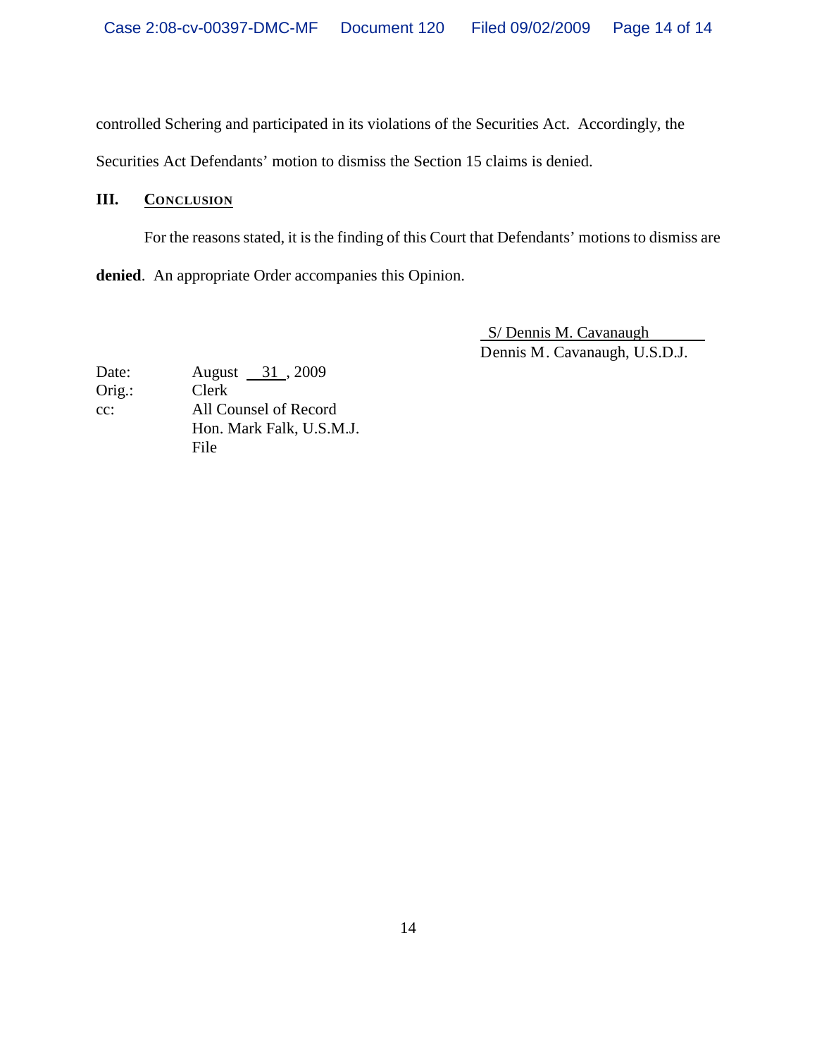controlled Schering and participated in its violations of the Securities Act. Accordingly, the Securities Act Defendants' motion to dismiss the Section 15 claims is denied.

## III. Conclusion

For the reasons stated, it is the finding of this Court that Defendants' motions to dismiss are **denied**. An appropriate Order accompanies this Opinion.

S/ Dennis M. Cavanaugh
Dennis M. Cavanaugh, U.S.D.J.

Date: August 31, 2009
Orig.: Clerk
cc: All Counsel of Record
Hon. Mark Falk, U.S.M.J.
File